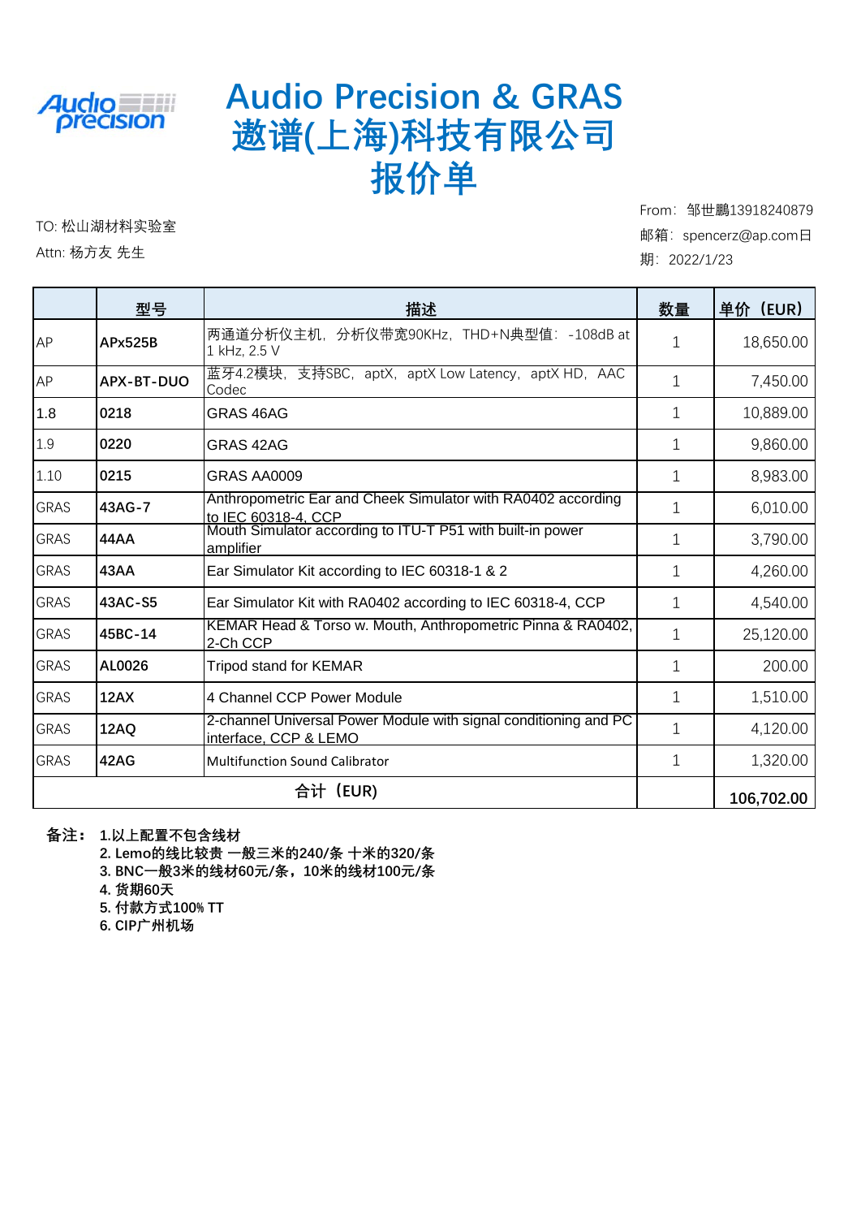# Audio Precision & GRAS
# 遨谱(上海)科技有限公司
# 报价单

TO: 松山湖材料实验室

Attn: 杨方友 先生

From：邹世鹏13918240879

邮箱：spencerz@ap.com

日期：2022/1/23

| | 型号 | 描述 | 数量 | 单价（EUR） |
|---|---|---|---|---|
| AP | **APx525B** | 两通道分析仪主机，分析仪带宽90KHz，THD+N典型值：-108dB at 1 kHz, 2.5 V | 1 | 18,650.00 |
| AP | **APX-BT-DUO** | 蓝牙4.2模块，支持SBC，aptX，aptX Low Latency，aptX HD，AAC Codec | 1 | 7,450.00 |
| 1.8 | **0218** | GRAS 46AG | 1 | 10,889.00 |
| 1.9 | **0220** | GRAS 42AG | 1 | 9,860.00 |
| 1.10 | **0215** | GRAS AA0009 | 1 | 8,983.00 |
| GRAS | **43AG-7** | Anthropometric Ear and Cheek Simulator with RA0402 according to IEC 60318-4, CCP | 1 | 6,010.00 |
| GRAS | **44AA** | Mouth Simulator according to ITU-T P51 with built-in power amplifier | 1 | 3,790.00 |
| GRAS | **43AA** | Ear Simulator Kit according to IEC 60318-1 & 2 | 1 | 4,260.00 |
| GRAS | **43AC-S5** | Ear Simulator Kit with RA0402 according to IEC 60318-4, CCP | 1 | 4,540.00 |
| GRAS | **45BC-14** | KEMAR Head & Torso w. Mouth, Anthropometric Pinna & RA0402, 2-Ch CCP | 1 | 25,120.00 |
| GRAS | **AL0026** | Tripod stand for KEMAR | 1 | 200.00 |
| GRAS | **12AX** | 4 Channel CCP Power Module | 1 | 1,510.00 |
| GRAS | **12AQ** | 2-channel Universal Power Module with signal conditioning and PC interface, CCP & LEMO | 1 | 4,120.00 |
| GRAS | **42AG** | Multifunction Sound Calibrator | 1 | 1,320.00 |
| 合计（EUR） | | | | **106,702.00** |

**备注：** **1.以上配置不包含线材**
**2. Lemo的线比较贵 一般三米的240/条 十米的320/条**
**3. BNC一般3米的线材60元/条，10米的线材100元/条**
**4. 货期60天**
**5. 付款方式100% TT**
**6. CIP广州机场**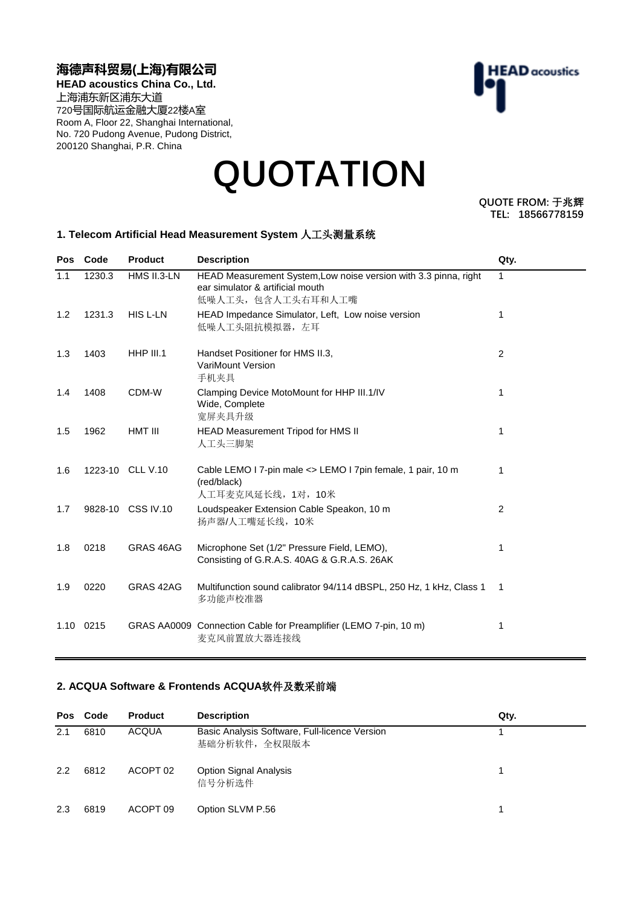**海德声科贸易(上海)有限公司**
**HEAD acoustics China Co., Ltd.**
上海浦东新区浦东大道
720号国际航运金融大厦22楼A室
Room A, Floor 22, Shanghai International,
No. 720 Pudong Avenue, Pudong District,
200120 Shanghai, P.R. China

# QUOTATION

**QUOTE FROM: 于兆辉**
**TEL: 18566778159**

### 1. Telecom Artificial Head Measurement System 人工头测量系统

| Pos | Code | Product | Description | Qty. |
|---|---|---|---|---|
| 1.1 | 1230.3 | HMS II.3-LN | HEAD Measurement System,Low noise version with 3.3 pinna, right ear simulator & artificial mouth<br>低噪人工头，包含人工头右耳和人工嘴 | 1 |
| 1.2 | 1231.3 | HIS L-LN | HEAD Impedance Simulator, Left, Low noise version<br>低噪人工头阻抗模拟器，左耳 | 1 |
| 1.3 | 1403 | HHP III.1 | Handset Positioner for HMS II.3,<br>VariMount Version<br>手机夹具 | 2 |
| 1.4 | 1408 | CDM-W | Clamping Device MotoMount for HHP III.1/IV Wide, Complete<br>宽屏夹具升级 | 1 |
| 1.5 | 1962 | HMT III | HEAD Measurement Tripod for HMS II<br>人工头三脚架 | 1 |
| 1.6 | 1223-10 | CLL V.10 | Cable LEMO I 7-pin male <> LEMO I 7pin female, 1 pair, 10 m (red/black)<br>人工耳麦克风延长线，1对，10米 | 1 |
| 1.7 | 9828-10 | CSS IV.10 | Loudspeaker Extension Cable Speakon, 10 m<br>扬声器/人工嘴延长线，10米 | 2 |
| 1.8 | 0218 | GRAS 46AG | Microphone Set (1/2" Pressure Field, LEMO),<br>Consisting of G.R.A.S. 40AG & G.R.A.S. 26AK | 1 |
| 1.9 | 0220 | GRAS 42AG | Multifunction sound calibrator 94/114 dBSPL, 250 Hz, 1 kHz, Class 1<br>多功能声校准器 | 1 |
| 1.10 | 0215 | GRAS AA0009 | Connection Cable for Preamplifier (LEMO 7-pin, 10 m)<br>麦克风前置放大器连接线 | 1 |

### 2. ACQUA Software & Frontends ACQUA软件及数采前端

| Pos | Code | Product | Description | Qty. |
|---|---|---|---|---|
| 2.1 | 6810 | ACQUA | Basic Analysis Software, Full-licence Version<br>基础分析软件，全权限版本 | 1 |
| 2.2 | 6812 | ACOPT 02 | Option Signal Analysis<br>信号分析选件 | 1 |
| 2.3 | 6819 | ACOPT 09 | Option SLVM P.56 | 1 |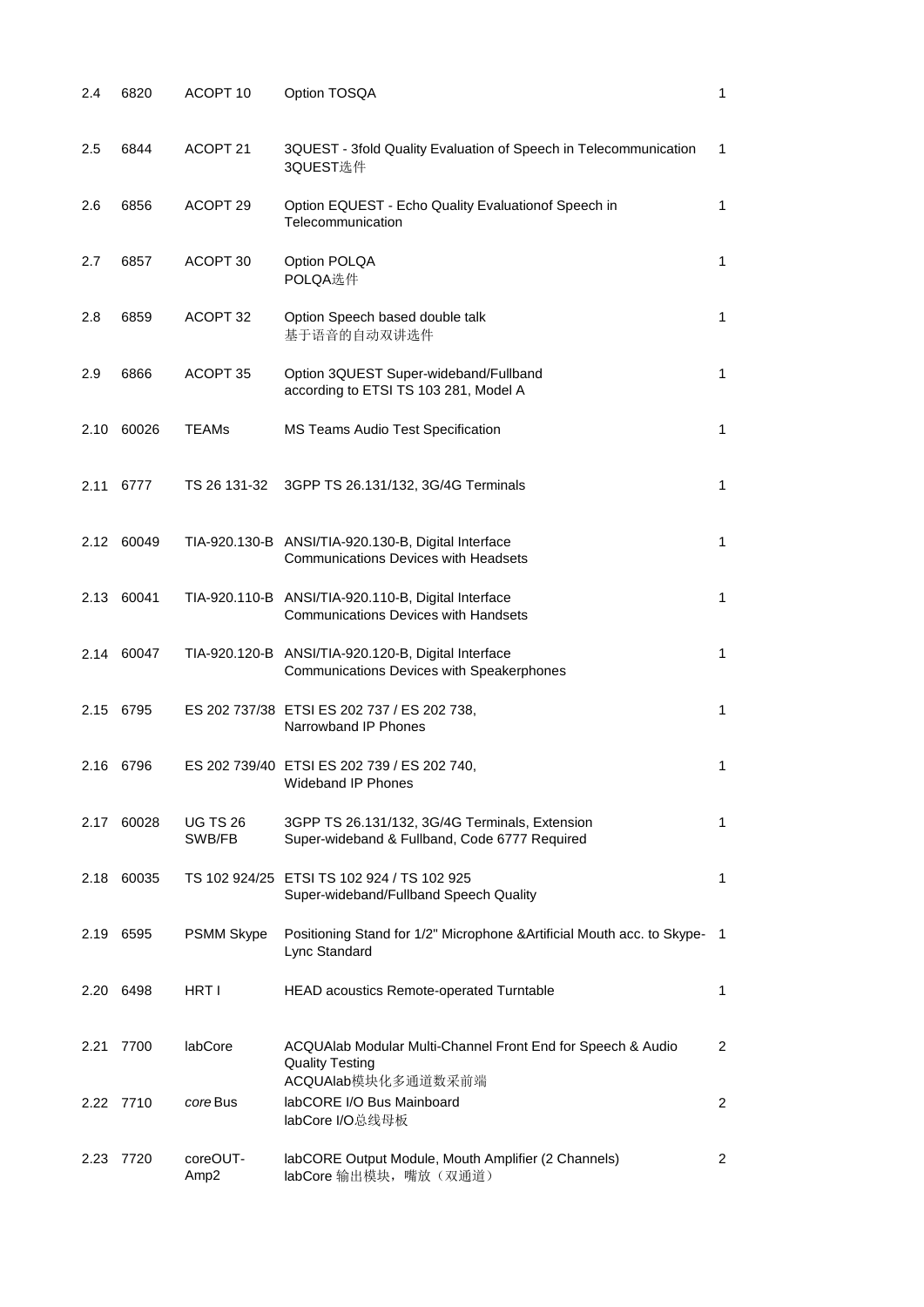| | | | | |
|---|---|---|---|---|
| 2.4 | 6820 | ACOPT 10 | Option TOSQA | 1 |
| 2.5 | 6844 | ACOPT 21 | 3QUEST - 3fold Quality Evaluation of Speech in Telecommunication<br>3QUEST选件 | 1 |
| 2.6 | 6856 | ACOPT 29 | Option EQUEST - Echo Quality Evaluationof Speech in Telecommunication | 1 |
| 2.7 | 6857 | ACOPT 30 | Option POLQA<br>POLQA选件 | 1 |
| 2.8 | 6859 | ACOPT 32 | Option Speech based double talk<br>基于语音的自动双讲选件 | 1 |
| 2.9 | 6866 | ACOPT 35 | Option 3QUEST Super-wideband/Fullband according to ETSI TS 103 281, Model A | 1 |
| 2.10 | 60026 | TEAMs | MS Teams Audio Test Specification | 1 |
| 2.11 | 6777 | TS 26 131-32 | 3GPP TS 26.131/132, 3G/4G Terminals | 1 |
| 2.12 | 60049 | TIA-920.130-B | ANSI/TIA-920.130-B, Digital Interface Communications Devices with Headsets | 1 |
| 2.13 | 60041 | TIA-920.110-B | ANSI/TIA-920.110-B, Digital Interface Communications Devices with Handsets | 1 |
| 2.14 | 60047 | TIA-920.120-B | ANSI/TIA-920.120-B, Digital Interface Communications Devices with Speakerphones | 1 |
| 2.15 | 6795 | ES 202 737/38 | ETSI ES 202 737 / ES 202 738, Narrowband IP Phones | 1 |
| 2.16 | 6796 | ES 202 739/40 | ETSI ES 202 739 / ES 202 740, Wideband IP Phones | 1 |
| 2.17 | 60028 | UG TS 26 SWB/FB | 3GPP TS 26.131/132, 3G/4G Terminals, Extension Super-wideband & Fullband, Code 6777 Required | 1 |
| 2.18 | 60035 | TS 102 924/25 | ETSI TS 102 924 / TS 102 925 Super-wideband/Fullband Speech Quality | 1 |
| 2.19 | 6595 | PSMM Skype | Positioning Stand for 1/2" Microphone &Artificial Mouth acc. to Skype-Lync Standard | 1 |
| 2.20 | 6498 | HRT I | HEAD acoustics Remote-operated Turntable | 1 |
| 2.21 | 7700 | labCore | ACQUAlab Modular Multi-Channel Front End for Speech & Audio Quality Testing<br>ACQUAlab模块化多通道数采前端 | 2 |
| 2.22 | 7710 | *core* Bus | labCORE I/O Bus Mainboard<br>labCore I/O总线母板 | 2 |
| 2.23 | 7720 | coreOUT-Amp2 | labCORE Output Module, Mouth Amplifier (2 Channels)<br>labCore 输出模块，嘴放（双通道） | 2 |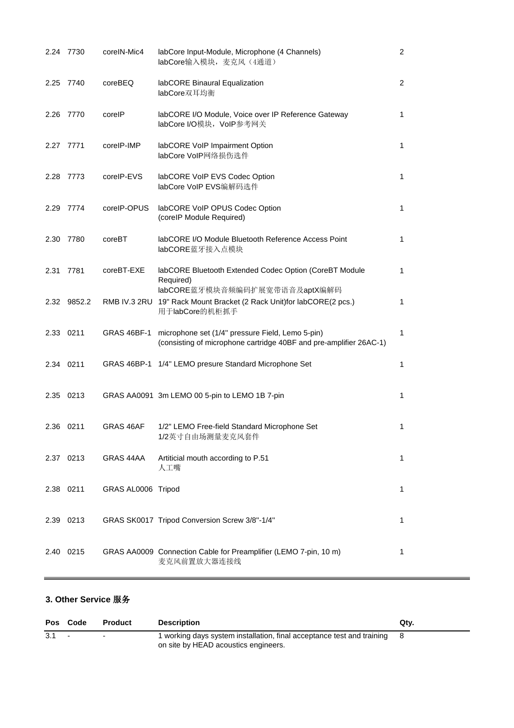| | | | | |
|---|---|---|---|---|
| 2.24 | 7730 | coreIN-Mic4 | labCore Input-Module, Microphone (4 Channels)<br>labCore输入模块，麦克风（4通道） | 2 |
| 2.25 | 7740 | coreBEQ | labCORE Binaural Equalization<br>labCore双耳均衡 | 2 |
| 2.26 | 7770 | coreIP | labCORE I/O Module, Voice over IP Reference Gateway<br>labCore I/O模块，VoIP参考网关 | 1 |
| 2.27 | 7771 | coreIP-IMP | labCORE VoIP Impairment Option<br>labCore VoIP网络损伤选件 | 1 |
| 2.28 | 7773 | coreIP-EVS | labCORE VoIP EVS Codec Option<br>labCore VoIP EVS编解码选件 | 1 |
| 2.29 | 7774 | coreIP-OPUS | labCORE VoIP OPUS Codec Option<br>(coreIP Module Required) | 1 |
| 2.30 | 7780 | coreBT | labCORE I/O Module Bluetooth Reference Access Point<br>labCORE蓝牙接入点模块 | 1 |
| 2.31 | 7781 | coreBT-EXE | labCORE Bluetooth Extended Codec Option (CoreBT Module Required)<br>labCORE蓝牙模块音频编码扩展宽带语音及aptX编解码 | 1 |
| 2.32 | 9852.2 | RMB IV.3 2RU | 19" Rack Mount Bracket (2 Rack Unit)for labCORE(2 pcs.)<br>用于labCore的机柜抓手 | 1 |
| 2.33 | 0211 | GRAS 46BF-1 | microphone set (1/4" pressure Field, Lemo 5-pin)<br>(consisting of microphone cartridge 40BF and pre-amplifier 26AC-1) | 1 |
| 2.34 | 0211 | GRAS 46BP-1 | 1/4" LEMO presure Standard Microphone Set | 1 |
| 2.35 | 0213 | GRAS AA0091 | 3m LEMO 00 5-pin to LEMO 1B 7-pin | 1 |
| 2.36 | 0211 | GRAS 46AF | 1/2" LEMO Free-field Standard Microphone Set<br>1/2英寸自由场测量麦克风套件 | 1 |
| 2.37 | 0213 | GRAS 44AA | Artiticial mouth according to P.51<br>人工嘴 | 1 |
| 2.38 | 0211 | GRAS AL0006 | Tripod | 1 |
| 2.39 | 0213 | GRAS SK0017 | Tripod Conversion Screw 3/8"-1/4" | 1 |
| 2.40 | 0215 | GRAS AA0009 | Connection Cable for Preamplifier (LEMO 7-pin, 10 m)<br>麦克风前置放大器连接线 | 1 |

### 3. Other Service 服务

| Pos | Code | Product | Description | Qty. |
|---|---|---|---|---|
| 3.1 | - | - | 1 working days system installation, final acceptance test and training on site by HEAD acoustics engineers. | 8 |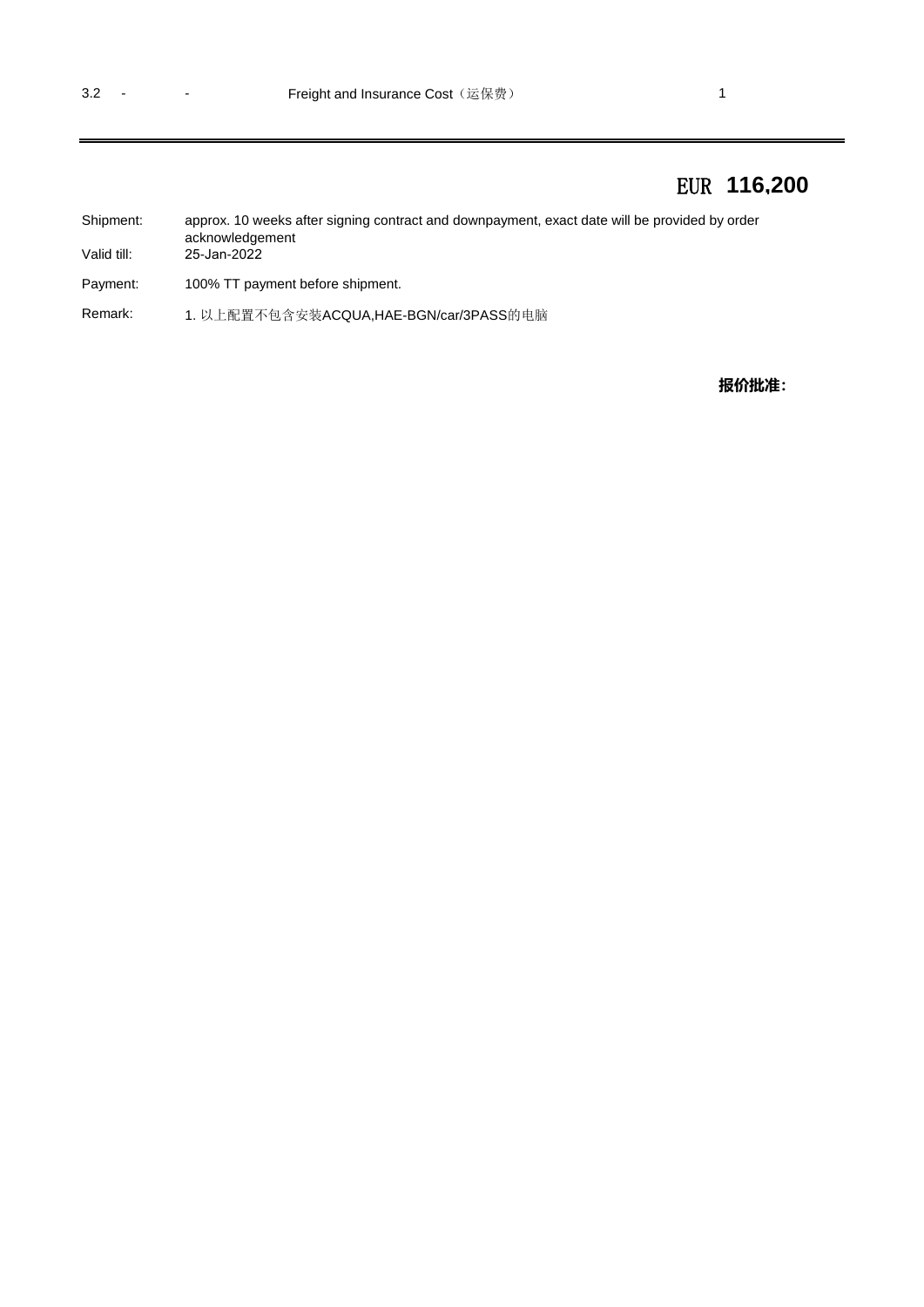| 3.2 | - | - | Freight and Insurance Cost（运保费） | 1 |
|---|---|---|---|---|

---

**EUR 116,200**

| | |
|---|---|
| Shipment: | approx. 10 weeks after signing contract and downpayment, exact date will be provided by order acknowledgement |
| Valid till: | 25-Jan-2022 |
| Payment: | 100% TT payment before shipment. |
| Remark: | 1. 以上配置不包含安装ACQUA,HAE-BGN/car/3PASS的电脑 |

**报价批准：**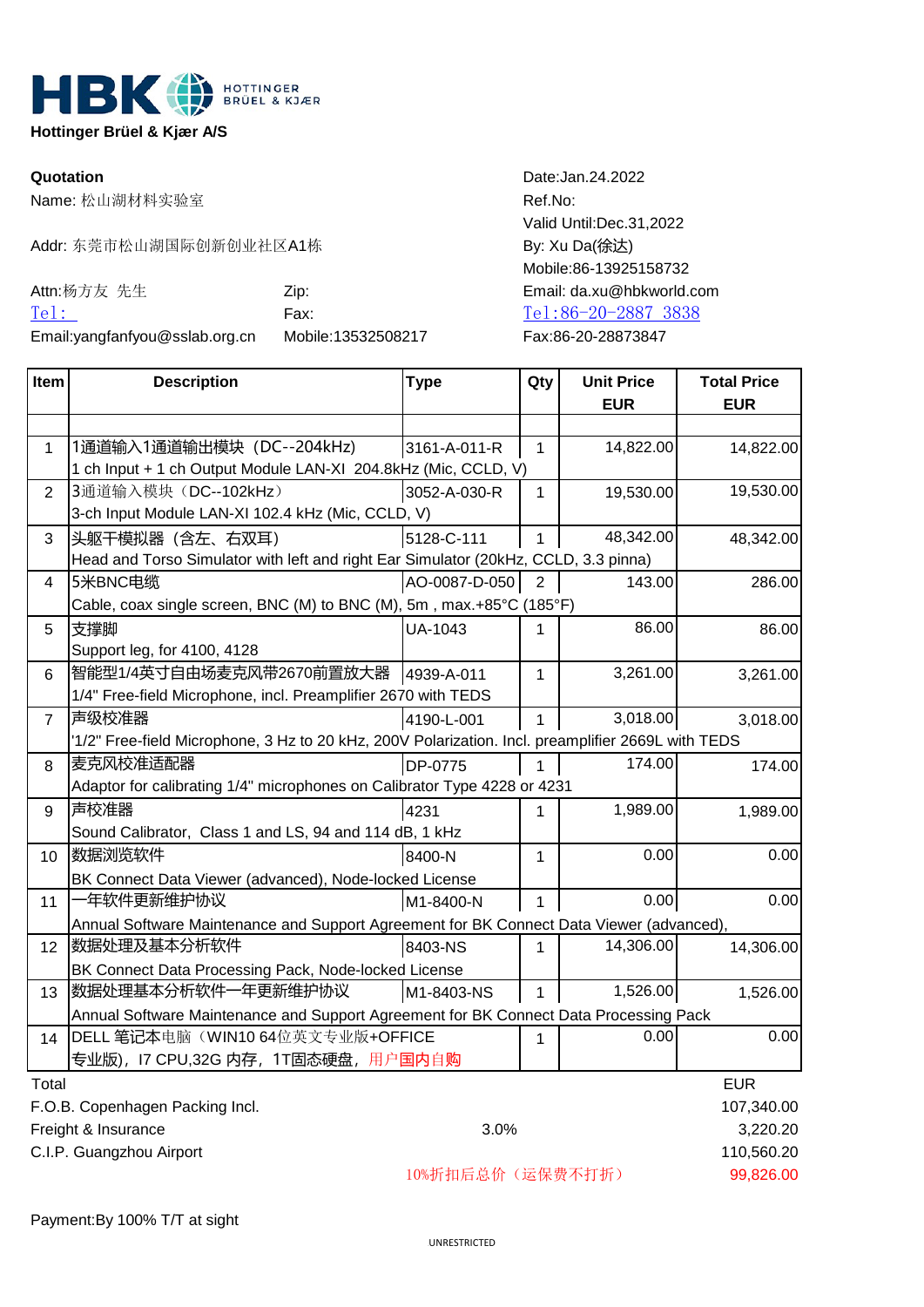HBK HOTTINGER BRÜEL & KJÆR

**Hottinger Brüel & Kjær A/S**

**Quotation**

Name: 松山湖材料实验室

Addr: 东莞市松山湖国际创新创业社区A1栋

Attn:杨方友 先生

Zip:

Tel:

Fax:

Email:yangfanfyou@sslab.org.cn

Mobile:13532508217

Date:Jan.24.2022

Ref.No:

Valid Until:Dec.31,2022

By: Xu Da(徐达)

Mobile:86-13925158732

Email: da.xu@hbkworld.com

Tel:86-20-2887 3838

Fax:86-20-28873847

| Item | Description | Type | Qty | Unit Price EUR | Total Price EUR |
|---|---|---|---|---|---|
| 1 | 1通道输入1通道输出模块（DC--204kHz）<br>1 ch Input + 1 ch Output Module LAN-XI 204.8kHz (Mic, CCLD, V) | 3161-A-011-R | 1 | 14,822.00 | 14,822.00 |
| 2 | 3通道输入模块（DC--102kHz）<br>3-ch Input Module LAN-XI 102.4 kHz (Mic, CCLD, V) | 3052-A-030-R | 1 | 19,530.00 | 19,530.00 |
| 3 | 头躯干模拟器（含左、右双耳）<br>Head and Torso Simulator with left and right Ear Simulator (20kHz, CCLD, 3.3 pinna) | 5128-C-111 | 1 | 48,342.00 | 48,342.00 |
| 4 | 5米BNC电缆<br>Cable, coax single screen, BNC (M) to BNC (M), 5m , max.+85°C (185°F) | AO-0087-D-050 | 2 | 143.00 | 286.00 |
| 5 | 支撑脚<br>Support leg, for 4100, 4128 | UA-1043 | 1 | 86.00 | 86.00 |
| 6 | 智能型1/4英寸自由场麦克风带2670前置放大器<br>1/4" Free-field Microphone, incl. Preamplifier 2670 with TEDS | 4939-A-011 | 1 | 3,261.00 | 3,261.00 |
| 7 | 声级校准器<br>'1/2" Free-field Microphone, 3 Hz to 20 kHz, 200V Polarization. Incl. preamplifier 2669L with TEDS | 4190-L-001 | 1 | 3,018.00 | 3,018.00 |
| 8 | 麦克风校准适配器<br>Adaptor for calibrating 1/4" microphones on Calibrator Type 4228 or 4231 | DP-0775 | 1 | 174.00 | 174.00 |
| 9 | 声校准器<br>Sound Calibrator, Class 1 and LS, 94 and 114 dB, 1 kHz | 4231 | 1 | 1,989.00 | 1,989.00 |
| 10 | 数据浏览软件<br>BK Connect Data Viewer (advanced), Node-locked License | 8400-N | 1 | 0.00 | 0.00 |
| 11 | 一年软件更新维护协议<br>Annual Software Maintenance and Support Agreement for BK Connect Data Viewer (advanced), | M1-8400-N | 1 | 0.00 | 0.00 |
| 12 | 数据处理及基本分析软件<br>BK Connect Data Processing Pack, Node-locked License | 8403-NS | 1 | 14,306.00 | 14,306.00 |
| 13 | 数据处理基本分析软件一年更新维护协议<br>Annual Software Maintenance and Support Agreement for BK Connect Data Processing Pack | M1-8403-NS | 1 | 1,526.00 | 1,526.00 |
| 14 | DELL 笔记本电脑（WIN10 64位英文专业版+OFFICE专业版），I7 CPU,32G 内存，1T固态硬盘，用户国内自购 | | 1 | 0.00 | 0.00 |

| | | EUR |
|---|---|---|
| Total | | |
| F.O.B. Copenhagen Packing Incl. | | 107,340.00 |
| Freight & Insurance | 3.0% | 3,220.20 |
| C.I.P. Guangzhou Airport | | 110,560.20 |
| | 10%折扣后总价（运保费不打折） | 99,826.00 |

Payment:By 100% T/T at sight

UNRESTRICTED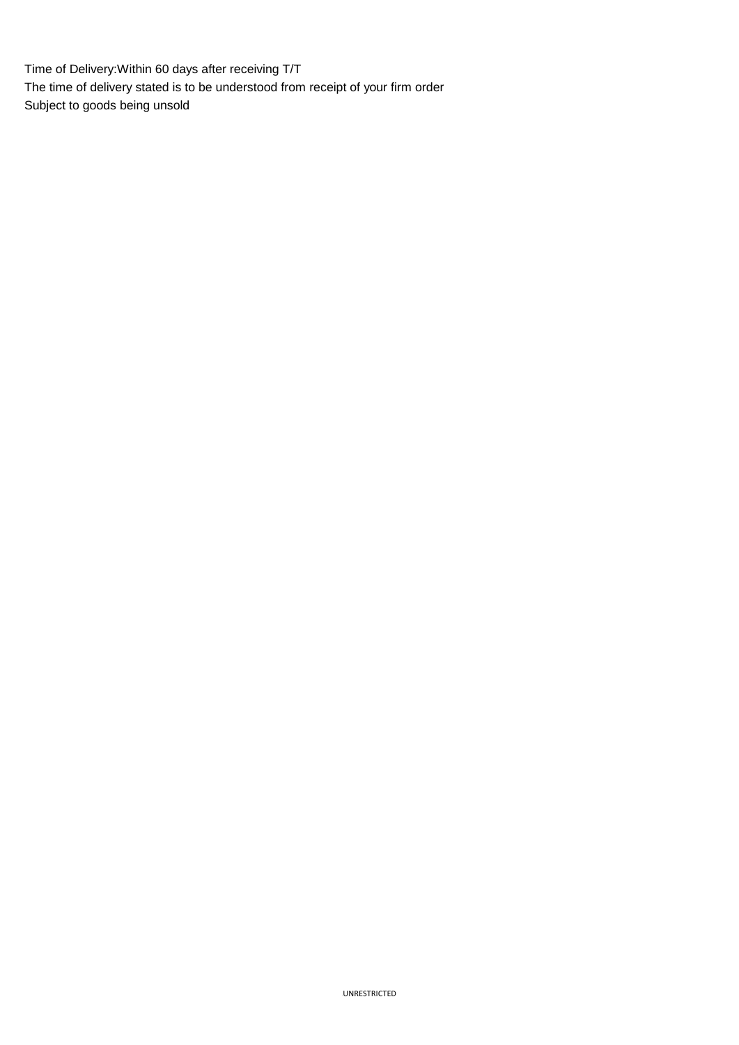Time of Delivery:Within 60 days after receiving T/T

The time of delivery stated is to be understood from receipt of your firm order

Subject to goods being unsold